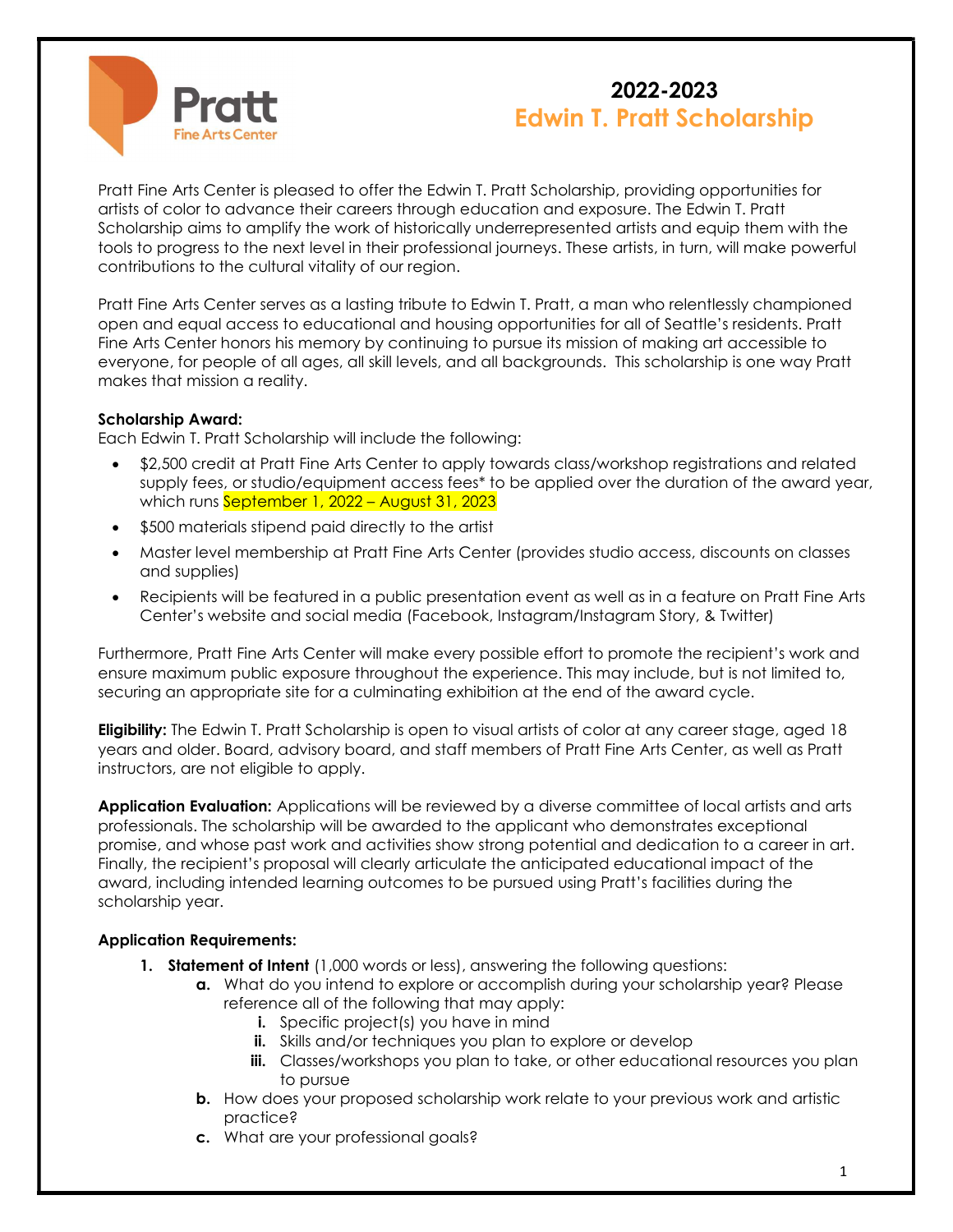Pratt
Fine Arts Center

# 2022-2023
# Edwin T. Pratt Scholarship

Pratt Fine Arts Center is pleased to offer the Edwin T. Pratt Scholarship, providing opportunities for artists of color to advance their careers through education and exposure. The Edwin T. Pratt Scholarship aims to amplify the work of historically underrepresented artists and equip them with the tools to progress to the next level in their professional journeys. These artists, in turn, will make powerful contributions to the cultural vitality of our region.

Pratt Fine Arts Center serves as a lasting tribute to Edwin T. Pratt, a man who relentlessly championed open and equal access to educational and housing opportunities for all of Seattle's residents. Pratt Fine Arts Center honors his memory by continuing to pursue its mission of making art accessible to everyone, for people of all ages, all skill levels, and all backgrounds. This scholarship is one way Pratt makes that mission a reality.

**Scholarship Award:**
Each Edwin T. Pratt Scholarship will include the following:

- $2,500 credit at Pratt Fine Arts Center to apply towards class/workshop registrations and related supply fees, or studio/equipment access fees* to be applied over the duration of the award year, which runs September 1, 2022 – August 31, 2023
- $500 materials stipend paid directly to the artist
- Master level membership at Pratt Fine Arts Center (provides studio access, discounts on classes and supplies)
- Recipients will be featured in a public presentation event as well as in a feature on Pratt Fine Arts Center's website and social media (Facebook, Instagram/Instagram Story, & Twitter)

Furthermore, Pratt Fine Arts Center will make every possible effort to promote the recipient's work and ensure maximum public exposure throughout the experience. This may include, but is not limited to, securing an appropriate site for a culminating exhibition at the end of the award cycle.

**Eligibility:** The Edwin T. Pratt Scholarship is open to visual artists of color at any career stage, aged 18 years and older. Board, advisory board, and staff members of Pratt Fine Arts Center, as well as Pratt instructors, are not eligible to apply.

**Application Evaluation:** Applications will be reviewed by a diverse committee of local artists and arts professionals. The scholarship will be awarded to the applicant who demonstrates exceptional promise, and whose past work and activities show strong potential and dedication to a career in art. Finally, the recipient's proposal will clearly articulate the anticipated educational impact of the award, including intended learning outcomes to be pursued using Pratt's facilities during the scholarship year.

**Application Requirements:**

1. **Statement of Intent** (1,000 words or less), answering the following questions:
   - **a.** What do you intend to explore or accomplish during your scholarship year? Please reference all of the following that may apply:
     - **i.** Specific project(s) you have in mind
     - **ii.** Skills and/or techniques you plan to explore or develop
     - **iii.** Classes/workshops you plan to take, or other educational resources you plan to pursue
   - **b.** How does your proposed scholarship work relate to your previous work and artistic practice?
   - **c.** What are your professional goals?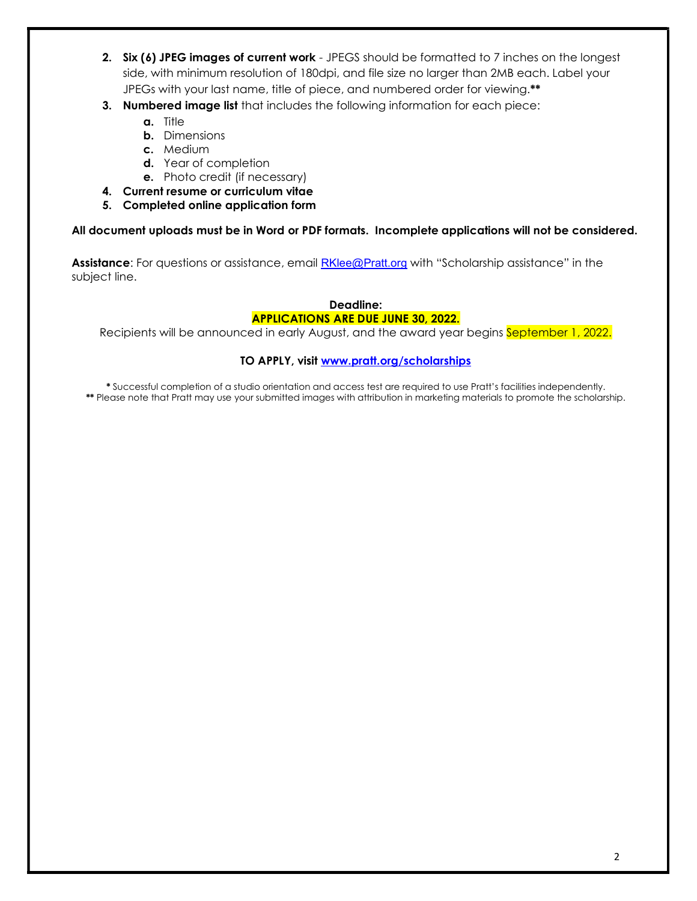2. **Six (6) JPEG images of current work** - JPEGS should be formatted to 7 inches on the longest side, with minimum resolution of 180dpi, and file size no larger than 2MB each. Label your JPEGs with your last name, title of piece, and numbered order for viewing.**
3. **Numbered image list** that includes the following information for each piece:
   a. Title
   b. Dimensions
   c. Medium
   d. Year of completion
   e. Photo credit (if necessary)
4. **Current resume or curriculum vitae**
5. **Completed online application form**

**All document uploads must be in Word or PDF formats. Incomplete applications will not be considered.**

**Assistance**: For questions or assistance, email [RKlee@Pratt.org](mailto:RKlee@Pratt.org) with "Scholarship assistance" in the subject line.

**Deadline:**

**APPLICATIONS ARE DUE JUNE 30, 2022.**

Recipients will be announced in early August, and the award year begins September 1, 2022.

**TO APPLY, visit [www.pratt.org/scholarships](www.pratt.org/scholarships)**

* Successful completion of a studio orientation and access test are required to use Pratt's facilities independently.

** Please note that Pratt may use your submitted images with attribution in marketing materials to promote the scholarship.